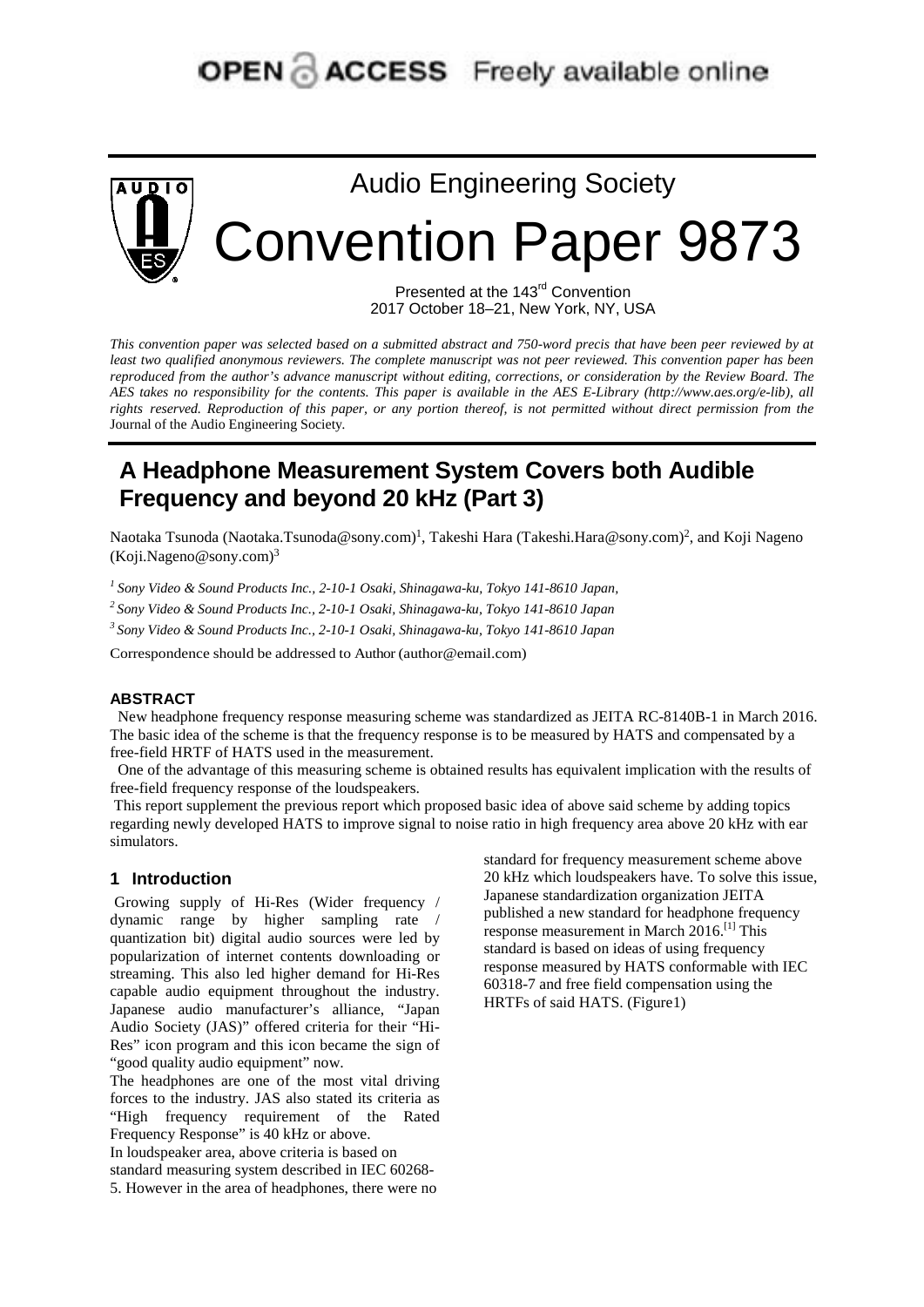OPEN ACCESS Freely available online

# Audio Engineering Society

# Convention Paper 9873

Presented at the 143rd Convention
2017 October 18–21, New York, NY, USA

*This convention paper was selected based on a submitted abstract and 750-word precis that have been peer reviewed by at least two qualified anonymous reviewers. The complete manuscript was not peer reviewed. This convention paper has been reproduced from the author's advance manuscript without editing, corrections, or consideration by the Review Board. The AES takes no responsibility for the contents. This paper is available in the AES E-Library (http://www.aes.org/e-lib), all rights reserved. Reproduction of this paper, or any portion thereof, is not permitted without direct permission from the* Journal of the Audio Engineering Society.

## A Headphone Measurement System Covers both Audible Frequency and beyond 20 kHz (Part 3)

Naotaka Tsunoda (Naotaka.Tsunoda@sony.com)[1], Takeshi Hara (Takeshi.Hara@sony.com)[2], and Koji Nageno (Koji.Nageno@sony.com)[3]

[1] *Sony Video & Sound Products Inc., 2-10-1 Osaki, Shinagawa-ku, Tokyo 141-8610 Japan,*

[2] *Sony Video & Sound Products Inc., 2-10-1 Osaki, Shinagawa-ku, Tokyo 141-8610 Japan*

[3] *Sony Video & Sound Products Inc., 2-10-1 Osaki, Shinagawa-ku, Tokyo 141-8610 Japan*

Correspondence should be addressed to Author (author@email.com)

### ABSTRACT

New headphone frequency response measuring scheme was standardized as JEITA RC-8140B-1 in March 2016. The basic idea of the scheme is that the frequency response is to be measured by HATS and compensated by a free-field HRTF of HATS used in the measurement.

One of the advantage of this measuring scheme is obtained results has equivalent implication with the results of free-field frequency response of the loudspeakers.

This report supplement the previous report which proposed basic idea of above said scheme by adding topics regarding newly developed HATS to improve signal to noise ratio in high frequency area above 20 kHz with ear simulators.

## 1 Introduction

Growing supply of Hi-Res (Wider frequency / dynamic range by higher sampling rate / quantization bit) digital audio sources were led by popularization of internet contents downloading or streaming. This also led higher demand for Hi-Res capable audio equipment throughout the industry. Japanese audio manufacturer's alliance, "Japan Audio Society (JAS)" offered criteria for their "Hi-Res" icon program and this icon became the sign of "good quality audio equipment" now.

The headphones are one of the most vital driving forces to the industry. JAS also stated its criteria as "High frequency requirement of the Rated Frequency Response" is 40 kHz or above.

In loudspeaker area, above criteria is based on standard measuring system described in IEC 60268-5. However in the area of headphones, there were no standard for frequency measurement scheme above 20 kHz which loudspeakers have. To solve this issue, Japanese standardization organization JEITA published a new standard for headphone frequency response measurement in March 2016.[1] This standard is based on ideas of using frequency response measured by HATS conformable with IEC 60318-7 and free field compensation using the HRTFs of said HATS. (Figure1)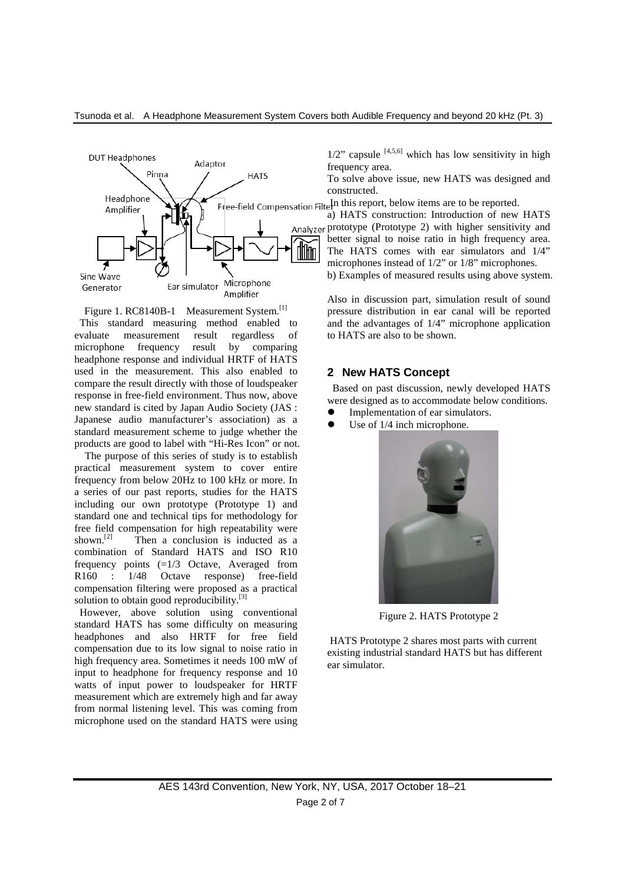Figure 1. RC8140B-1 Measurement System.[1]

This standard measuring method enabled to evaluate measurement result regardless of microphone frequency result by comparing headphone response and individual HRTF of HATS used in the measurement. This also enabled to compare the result directly with those of loudspeaker response in free-field environment. Thus now, above new standard is cited by Japan Audio Society (JAS : Japanese audio manufacturer's association) as a standard measurement scheme to judge whether the products are good to label with "Hi-Res Icon" or not.

The purpose of this series of study is to establish practical measurement system to cover entire frequency from below 20Hz to 100 kHz or more. In a series of our past reports, studies for the HATS including our own prototype (Prototype 1) and standard one and technical tips for methodology for free field compensation for high repeatability were shown.[2] Then a conclusion is inducted as a combination of Standard HATS and ISO R10 frequency points (=1/3 Octave, Averaged from R160 : 1/48 Octave response) free-field compensation filtering were proposed as a practical solution to obtain good reproducibility.[3]

However, above solution using conventional standard HATS has some difficulty on measuring headphones and also HRTF for free field compensation due to its low signal to noise ratio in high frequency area. Sometimes it needs 100 mW of input to headphone for frequency response and 10 watts of input power to loudspeaker for HRTF measurement which are extremely high and far away from normal listening level. This was coming from microphone used on the standard HATS were using 1/2" capsule [4,5,6] which has low sensitivity in high frequency area.

To solve above issue, new HATS was designed and constructed.

In this report, below items are to be reported.

a) HATS construction: Introduction of new HATS prototype (Prototype 2) with higher sensitivity and better signal to noise ratio in high frequency area. The HATS comes with ear simulators and 1/4" microphones instead of 1/2" or 1/8" microphones.

b) Examples of measured results using above system.

Also in discussion part, simulation result of sound pressure distribution in ear canal will be reported and the advantages of 1/4" microphone application to HATS are also to be shown.

## 2 New HATS Concept

Based on past discussion, newly developed HATS were designed as to accommodate below conditions.

- Implementation of ear simulators.
- Use of 1/4 inch microphone.

Figure 2. HATS Prototype 2

HATS Prototype 2 shares most parts with current existing industrial standard HATS but has different ear simulator.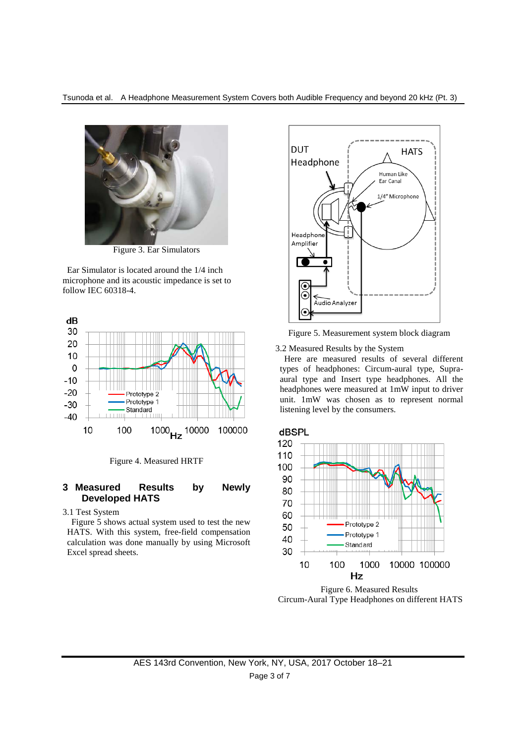Figure 3. Ear Simulators

Ear Simulator is located around the 1/4 inch microphone and its acoustic impedance is set to follow IEC 60318-4.

Figure 4. Measured HRTF

## 3 Measured Results by Newly Developed HATS

### 3.1 Test System

Figure 5 shows actual system used to test the new HATS. With this system, free-field compensation calculation was done manually by using Microsoft Excel spread sheets.

Figure 5. Measurement system block diagram

### 3.2 Measured Results by the System

Here are measured results of several different types of headphones: Circum-aural type, Supra-aural type and Insert type headphones. All the headphones were measured at 1mW input to driver unit. 1mW was chosen as to represent normal listening level by the consumers.

Figure 6. Measured Results
Circum-Aural Type Headphones on different HATS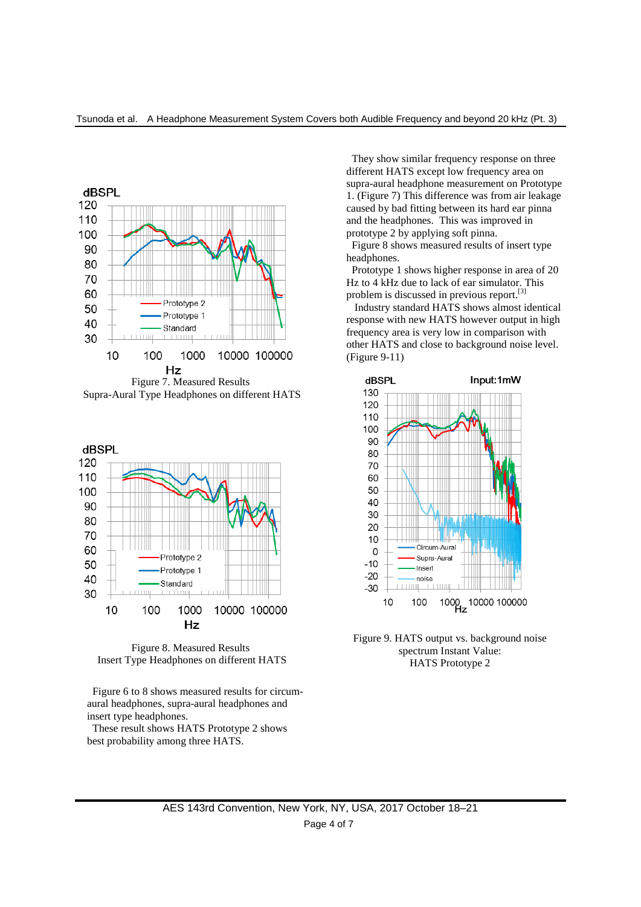Figure 7. Measured Results
Supra-Aural Type Headphones on different HATS

Figure 8. Measured Results
Insert Type Headphones on different HATS

Figure 6 to 8 shows measured results for circum-aural headphones, supra-aural headphones and insert type headphones.

These result shows HATS Prototype 2 shows best probability among three HATS.

They show similar frequency response on three different HATS except low frequency area on supra-aural headphone measurement on Prototype 1. (Figure 7) This difference was from air leakage caused by bad fitting between its hard ear pinna and the headphones. This was improved in prototype 2 by applying soft pinna.

Figure 8 shows measured results of insert type headphones.

Prototype 1 shows higher response in area of 20 Hz to 4 kHz due to lack of ear simulator. This problem is discussed in previous report.[3]

Industry standard HATS shows almost identical response with new HATS however output in high frequency area is very low in comparison with other HATS and close to background noise level. (Figure 9-11)

Figure 9. HATS output vs. background noise spectrum Instant Value:
HATS Prototype 2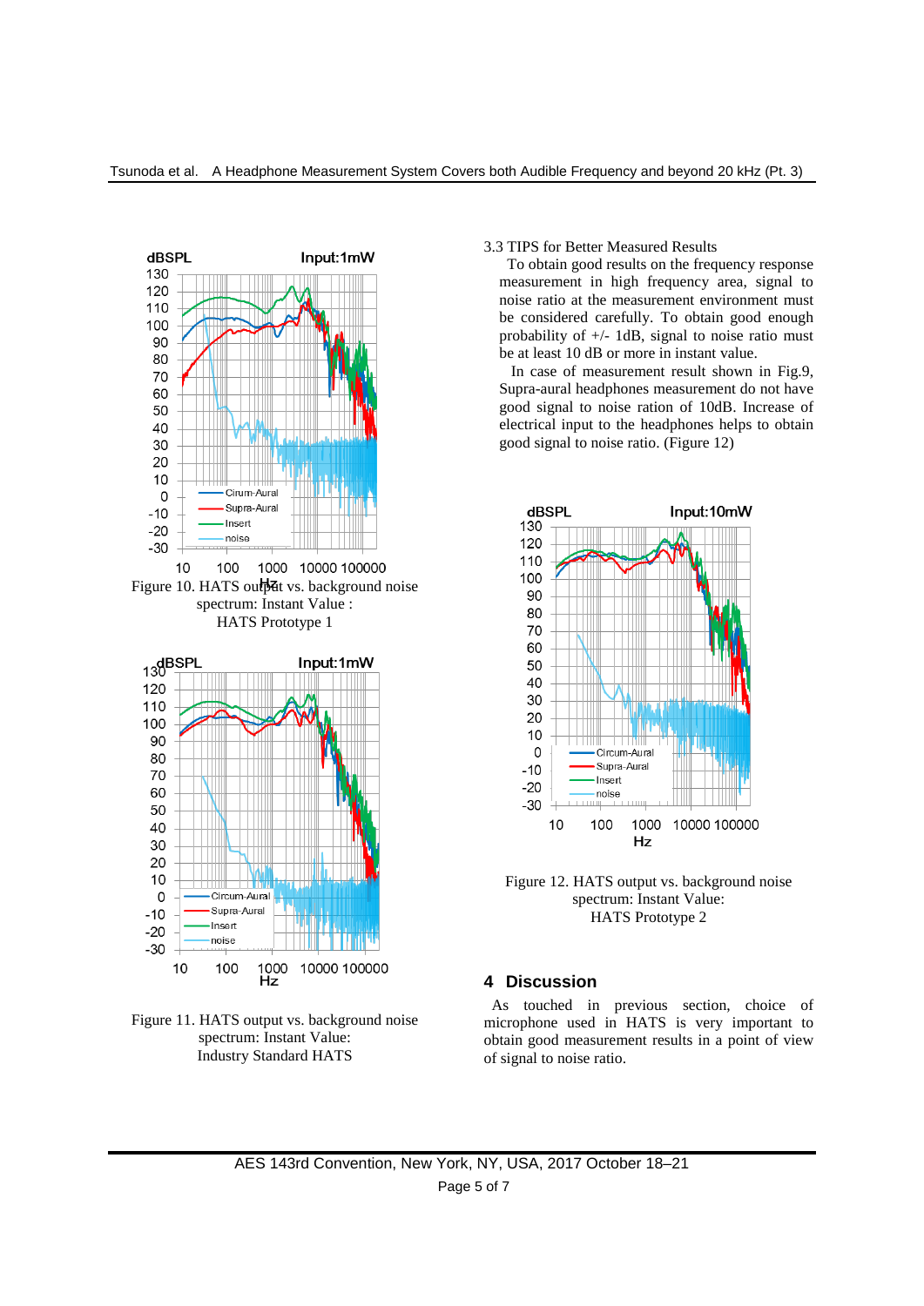Figure 10. HATS output vs. background noise spectrum: Instant Value : HATS Prototype 1

Figure 11. HATS output vs. background noise spectrum: Instant Value: Industry Standard HATS

3.3 TIPS for Better Measured Results

To obtain good results on the frequency response measurement in high frequency area, signal to noise ratio at the measurement environment must be considered carefully. To obtain good enough probability of +/- 1dB, signal to noise ratio must be at least 10 dB or more in instant value.

In case of measurement result shown in Fig.9, Supra-aural headphones measurement do not have good signal to noise ration of 10dB. Increase of electrical input to the headphones helps to obtain good signal to noise ratio. (Figure 12)

Figure 12. HATS output vs. background noise spectrum: Instant Value: HATS Prototype 2

## 4 Discussion

As touched in previous section, choice of microphone used in HATS is very important to obtain good measurement results in a point of view of signal to noise ratio.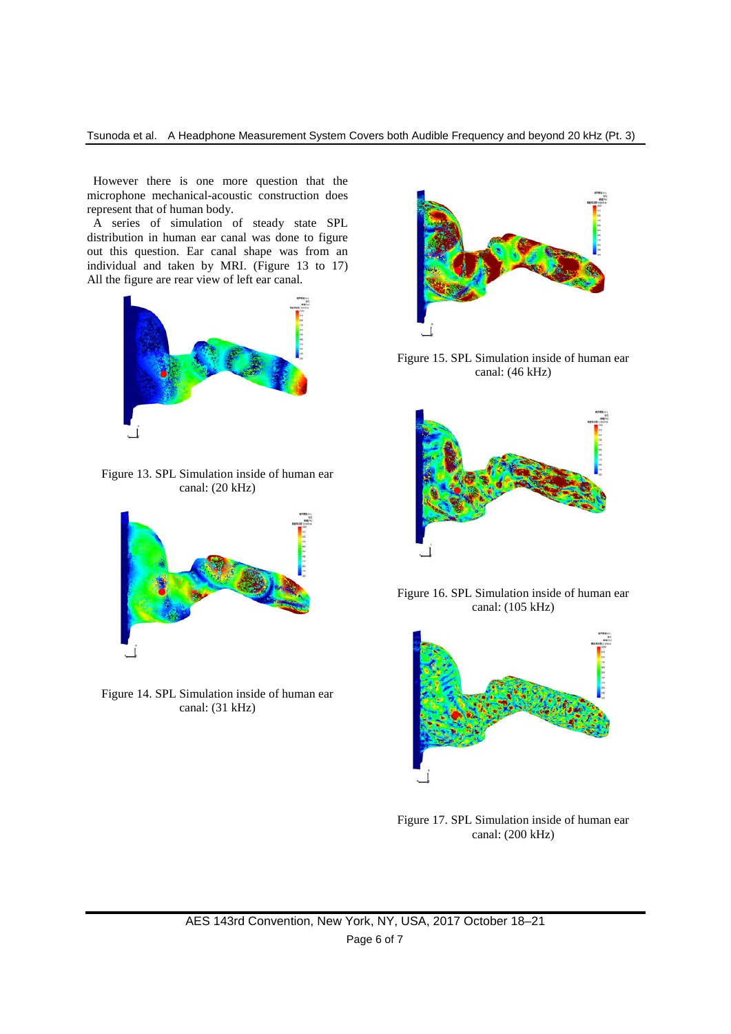However there is one more question that the microphone mechanical-acoustic construction does represent that of human body.

A series of simulation of steady state SPL distribution in human ear canal was done to figure out this question. Ear canal shape was from an individual and taken by MRI. (Figure 13 to 17) All the figure are rear view of left ear canal.

Figure 13. SPL Simulation inside of human ear canal: (20 kHz)

Figure 14. SPL Simulation inside of human ear canal: (31 kHz)

Figure 15. SPL Simulation inside of human ear canal: (46 kHz)

Figure 16. SPL Simulation inside of human ear canal: (105 kHz)

Figure 17. SPL Simulation inside of human ear canal: (200 kHz)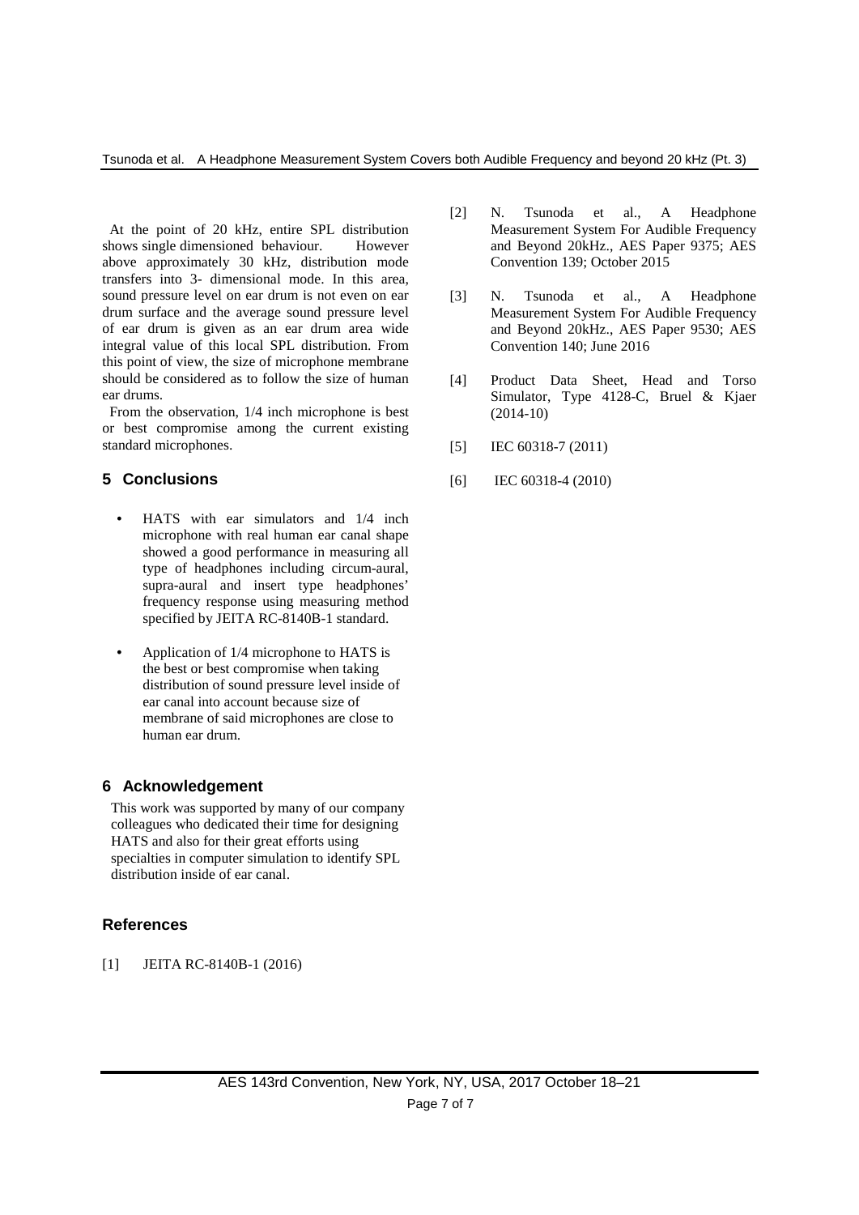At the point of 20 kHz, entire SPL distribution shows single dimensioned behaviour. However above approximately 30 kHz, distribution mode transfers into 3- dimensional mode. In this area, sound pressure level on ear drum is not even on ear drum surface and the average sound pressure level of ear drum is given as an ear drum area wide integral value of this local SPL distribution. From this point of view, the size of microphone membrane should be considered as to follow the size of human ear drums.

From the observation, 1/4 inch microphone is best or best compromise among the current existing standard microphones.

## 5 Conclusions

- HATS with ear simulators and 1/4 inch microphone with real human ear canal shape showed a good performance in measuring all type of headphones including circum-aural, supra-aural and insert type headphones' frequency response using measuring method specified by JEITA RC-8140B-1 standard.
- Application of 1/4 microphone to HATS is the best or best compromise when taking distribution of sound pressure level inside of ear canal into account because size of membrane of said microphones are close to human ear drum.

## 6 Acknowledgement

This work was supported by many of our company colleagues who dedicated their time for designing HATS and also for their great efforts using specialties in computer simulation to identify SPL distribution inside of ear canal.

## References

[1] JEITA RC-8140B-1 (2016)

[2] N. Tsunoda et al., A Headphone Measurement System For Audible Frequency and Beyond 20kHz., AES Paper 9375; AES Convention 139; October 2015

[3] N. Tsunoda et al., A Headphone Measurement System For Audible Frequency and Beyond 20kHz., AES Paper 9530; AES Convention 140; June 2016

[4] Product Data Sheet, Head and Torso Simulator, Type 4128-C, Bruel & Kjaer (2014-10)

[5] IEC 60318-7 (2011)

[6] IEC 60318-4 (2010)